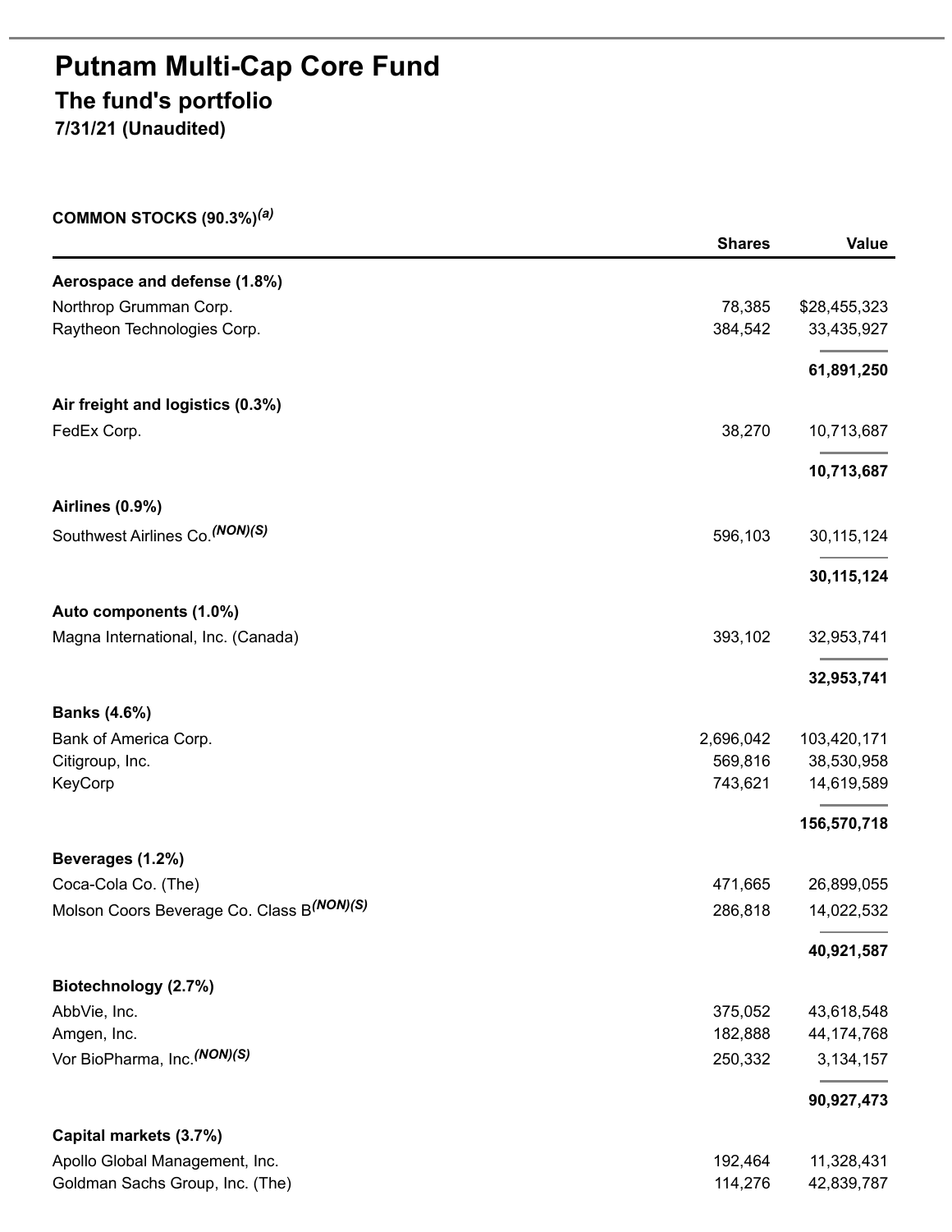# Putnam Multi-Cap Core Fund

## The fund's portfolio

**7/31/21 (Unaudited)**

| COMMON STOCKS (90.3%)[(a)] | Shares | Value |
|---|---|---|
| **Aerospace and defense (1.8%)** | | |
| Northrop Grumman Corp. | 78,385 | $28,455,323 |
| Raytheon Technologies Corp. | 384,542 | 33,435,927 |
| | | **61,891,250** |
| **Air freight and logistics (0.3%)** | | |
| FedEx Corp. | 38,270 | 10,713,687 |
| | | **10,713,687** |
| **Airlines (0.9%)** | | |
| Southwest Airlines Co.[(NON)(S)] | 596,103 | 30,115,124 |
| | | **30,115,124** |
| **Auto components (1.0%)** | | |
| Magna International, Inc. (Canada) | 393,102 | 32,953,741 |
| | | **32,953,741** |
| **Banks (4.6%)** | | |
| Bank of America Corp. | 2,696,042 | 103,420,171 |
| Citigroup, Inc. | 569,816 | 38,530,958 |
| KeyCorp | 743,621 | 14,619,589 |
| | | **156,570,718** |
| **Beverages (1.2%)** | | |
| Coca-Cola Co. (The) | 471,665 | 26,899,055 |
| Molson Coors Beverage Co. Class B[(NON)(S)] | 286,818 | 14,022,532 |
| | | **40,921,587** |
| **Biotechnology (2.7%)** | | |
| AbbVie, Inc. | 375,052 | 43,618,548 |
| Amgen, Inc. | 182,888 | 44,174,768 |
| Vor BioPharma, Inc.[(NON)(S)] | 250,332 | 3,134,157 |
| | | **90,927,473** |
| **Capital markets (3.7%)** | | |
| Apollo Global Management, Inc. | 192,464 | 11,328,431 |
| Goldman Sachs Group, Inc. (The) | 114,276 | 42,839,787 |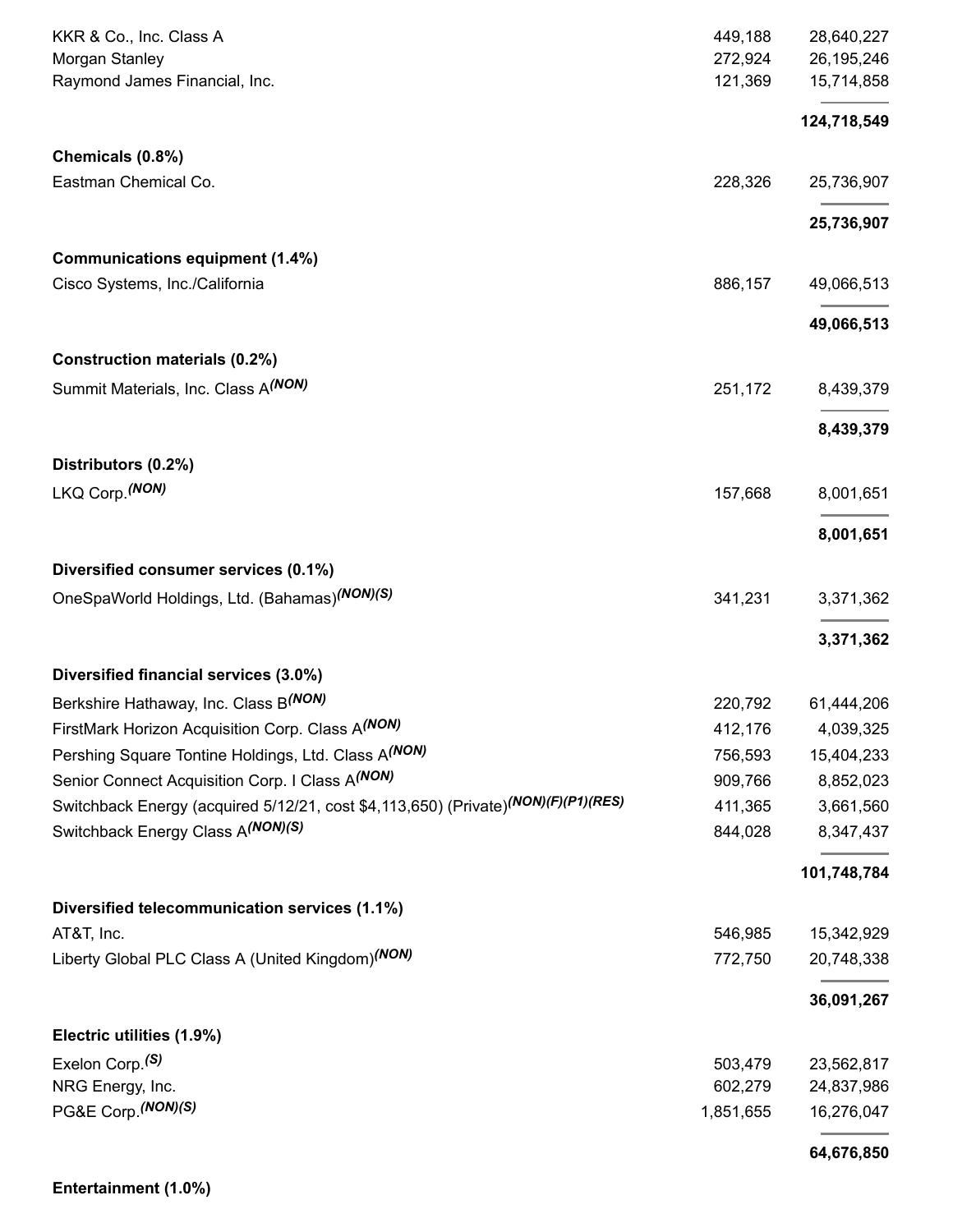| | | |
|---|---|---|
| KKR & Co., Inc. Class A | 449,188 | 28,640,227 |
| Morgan Stanley | 272,924 | 26,195,246 |
| Raymond James Financial, Inc. | 121,369 | 15,714,858 |
| | | **124,718,549** |
| **Chemicals (0.8%)** | | |
| Eastman Chemical Co. | 228,326 | 25,736,907 |
| | | **25,736,907** |
| **Communications equipment (1.4%)** | | |
| Cisco Systems, Inc./California | 886,157 | 49,066,513 |
| | | **49,066,513** |
| **Construction materials (0.2%)** | | |
| Summit Materials, Inc. Class A *(NON)* | 251,172 | 8,439,379 |
| | | **8,439,379** |
| **Distributors (0.2%)** | | |
| LKQ Corp. *(NON)* | 157,668 | 8,001,651 |
| | | **8,001,651** |
| **Diversified consumer services (0.1%)** | | |
| OneSpaWorld Holdings, Ltd. (Bahamas) *(NON)(S)* | 341,231 | 3,371,362 |
| | | **3,371,362** |
| **Diversified financial services (3.0%)** | | |
| Berkshire Hathaway, Inc. Class B *(NON)* | 220,792 | 61,444,206 |
| FirstMark Horizon Acquisition Corp. Class A *(NON)* | 412,176 | 4,039,325 |
| Pershing Square Tontine Holdings, Ltd. Class A *(NON)* | 756,593 | 15,404,233 |
| Senior Connect Acquisition Corp. I Class A *(NON)* | 909,766 | 8,852,023 |
| Switchback Energy (acquired 5/12/21, cost $4,113,650) (Private) *(NON)(F)(P1)(RES)* | 411,365 | 3,661,560 |
| Switchback Energy Class A *(NON)(S)* | 844,028 | 8,347,437 |
| | | **101,748,784** |
| **Diversified telecommunication services (1.1%)** | | |
| AT&T, Inc. | 546,985 | 15,342,929 |
| Liberty Global PLC Class A (United Kingdom) *(NON)* | 772,750 | 20,748,338 |
| | | **36,091,267** |
| **Electric utilities (1.9%)** | | |
| Exelon Corp. *(S)* | 503,479 | 23,562,817 |
| NRG Energy, Inc. | 602,279 | 24,837,986 |
| PG&E Corp. *(NON)(S)* | 1,851,655 | 16,276,047 |
| | | **64,676,850** |
| **Entertainment (1.0%)** | | |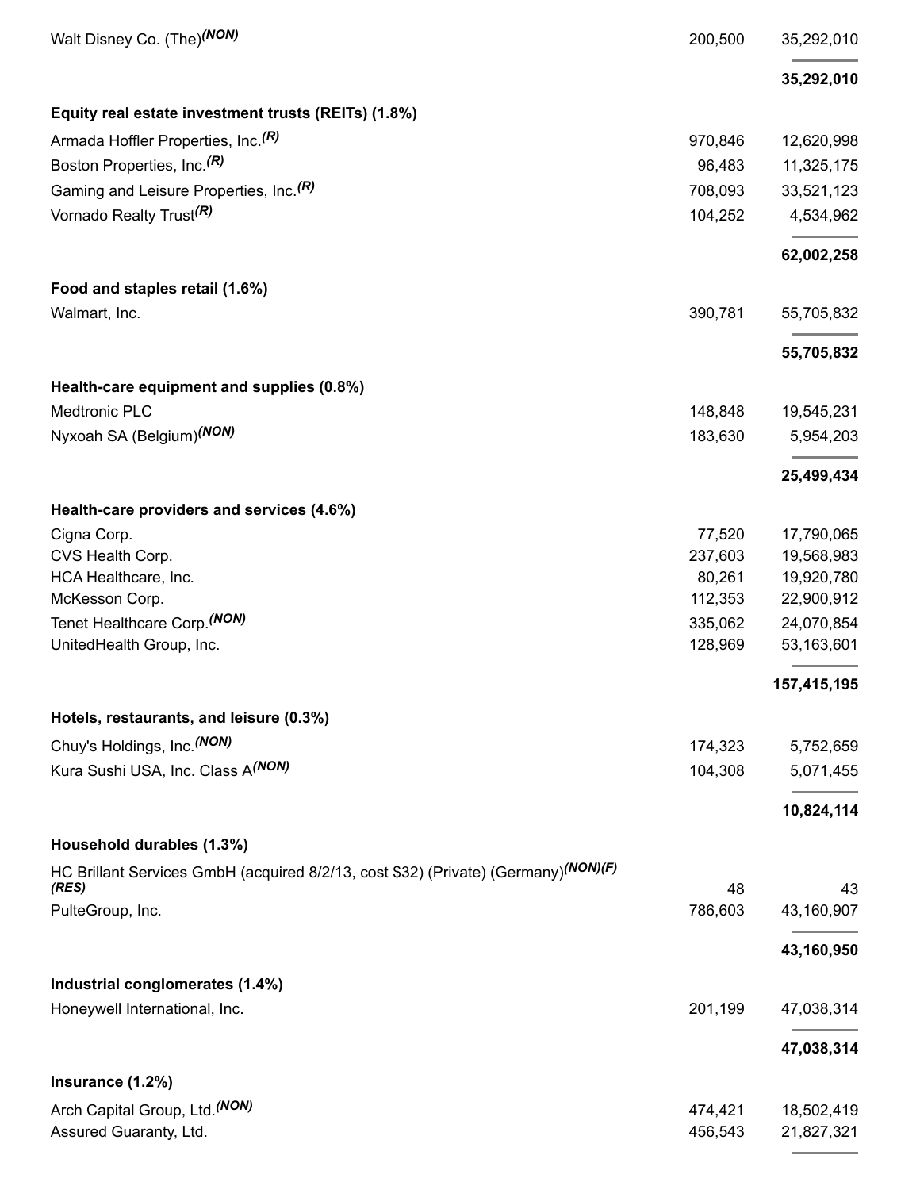| | | |
|---|---|---|
| Walt Disney Co. (The)*(NON)* | 200,500 | 35,292,010 |
| | | **35,292,010** |
| **Equity real estate investment trusts (REITs) (1.8%)** | | |
| Armada Hoffler Properties, Inc.*(R)* | 970,846 | 12,620,998 |
| Boston Properties, Inc.*(R)* | 96,483 | 11,325,175 |
| Gaming and Leisure Properties, Inc.*(R)* | 708,093 | 33,521,123 |
| Vornado Realty Trust*(R)* | 104,252 | 4,534,962 |
| | | **62,002,258** |
| **Food and staples retail (1.6%)** | | |
| Walmart, Inc. | 390,781 | 55,705,832 |
| | | **55,705,832** |
| **Health-care equipment and supplies (0.8%)** | | |
| Medtronic PLC | 148,848 | 19,545,231 |
| Nyxoah SA (Belgium)*(NON)* | 183,630 | 5,954,203 |
| | | **25,499,434** |
| **Health-care providers and services (4.6%)** | | |
| Cigna Corp. | 77,520 | 17,790,065 |
| CVS Health Corp. | 237,603 | 19,568,983 |
| HCA Healthcare, Inc. | 80,261 | 19,920,780 |
| McKesson Corp. | 112,353 | 22,900,912 |
| Tenet Healthcare Corp.*(NON)* | 335,062 | 24,070,854 |
| UnitedHealth Group, Inc. | 128,969 | 53,163,601 |
| | | **157,415,195** |
| **Hotels, restaurants, and leisure (0.3%)** | | |
| Chuy's Holdings, Inc.*(NON)* | 174,323 | 5,752,659 |
| Kura Sushi USA, Inc. Class A*(NON)* | 104,308 | 5,071,455 |
| | | **10,824,114** |
| **Household durables (1.3%)** | | |
| HC Brillant Services GmbH (acquired 8/2/13, cost $32) (Private) (Germany)*(NON)(F)(RES)* | 48 | 43 |
| PulteGroup, Inc. | 786,603 | 43,160,907 |
| | | **43,160,950** |
| **Industrial conglomerates (1.4%)** | | |
| Honeywell International, Inc. | 201,199 | 47,038,314 |
| | | **47,038,314** |
| **Insurance (1.2%)** | | |
| Arch Capital Group, Ltd.*(NON)* | 474,421 | 18,502,419 |
| Assured Guaranty, Ltd. | 456,543 | 21,827,321 |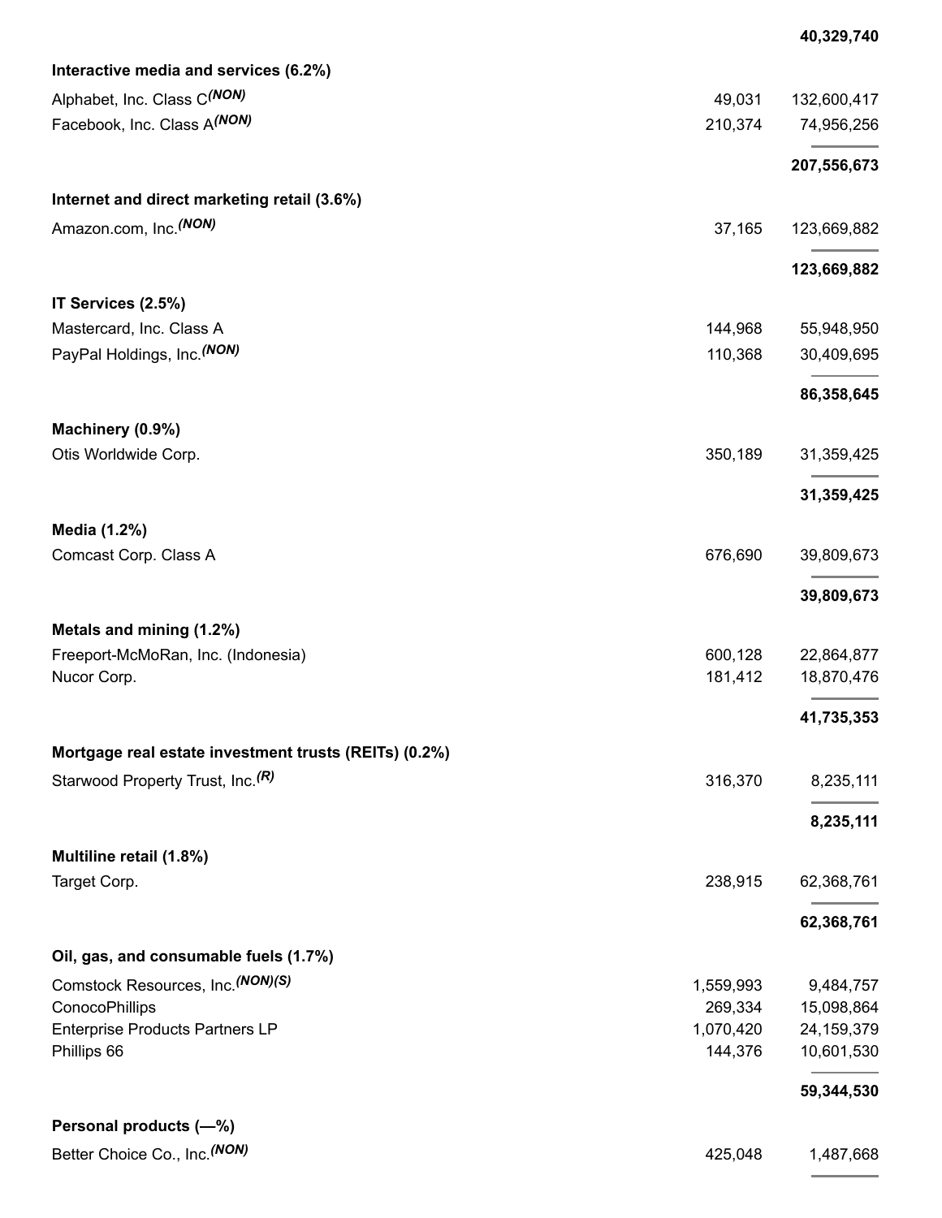| | | |
|---|---|---|
| | | **40,329,740** |
| **Interactive media and services (6.2%)** | | |
| Alphabet, Inc. Class C(NON) | 49,031 | 132,600,417 |
| Facebook, Inc. Class A(NON) | 210,374 | 74,956,256 |
| | | **207,556,673** |
| **Internet and direct marketing retail (3.6%)** | | |
| Amazon.com, Inc.(NON) | 37,165 | 123,669,882 |
| | | **123,669,882** |
| **IT Services (2.5%)** | | |
| Mastercard, Inc. Class A | 144,968 | 55,948,950 |
| PayPal Holdings, Inc.(NON) | 110,368 | 30,409,695 |
| | | **86,358,645** |
| **Machinery (0.9%)** | | |
| Otis Worldwide Corp. | 350,189 | 31,359,425 |
| | | **31,359,425** |
| **Media (1.2%)** | | |
| Comcast Corp. Class A | 676,690 | 39,809,673 |
| | | **39,809,673** |
| **Metals and mining (1.2%)** | | |
| Freeport-McMoRan, Inc. (Indonesia) | 600,128 | 22,864,877 |
| Nucor Corp. | 181,412 | 18,870,476 |
| | | **41,735,353** |
| **Mortgage real estate investment trusts (REITs) (0.2%)** | | |
| Starwood Property Trust, Inc.(R) | 316,370 | 8,235,111 |
| | | **8,235,111** |
| **Multiline retail (1.8%)** | | |
| Target Corp. | 238,915 | 62,368,761 |
| | | **62,368,761** |
| **Oil, gas, and consumable fuels (1.7%)** | | |
| Comstock Resources, Inc.(NON)(S) | 1,559,993 | 9,484,757 |
| ConocoPhillips | 269,334 | 15,098,864 |
| Enterprise Products Partners LP | 1,070,420 | 24,159,379 |
| Phillips 66 | 144,376 | 10,601,530 |
| | | **59,344,530** |
| **Personal products (—%)** | | |
| Better Choice Co., Inc.(NON) | 425,048 | 1,487,668 |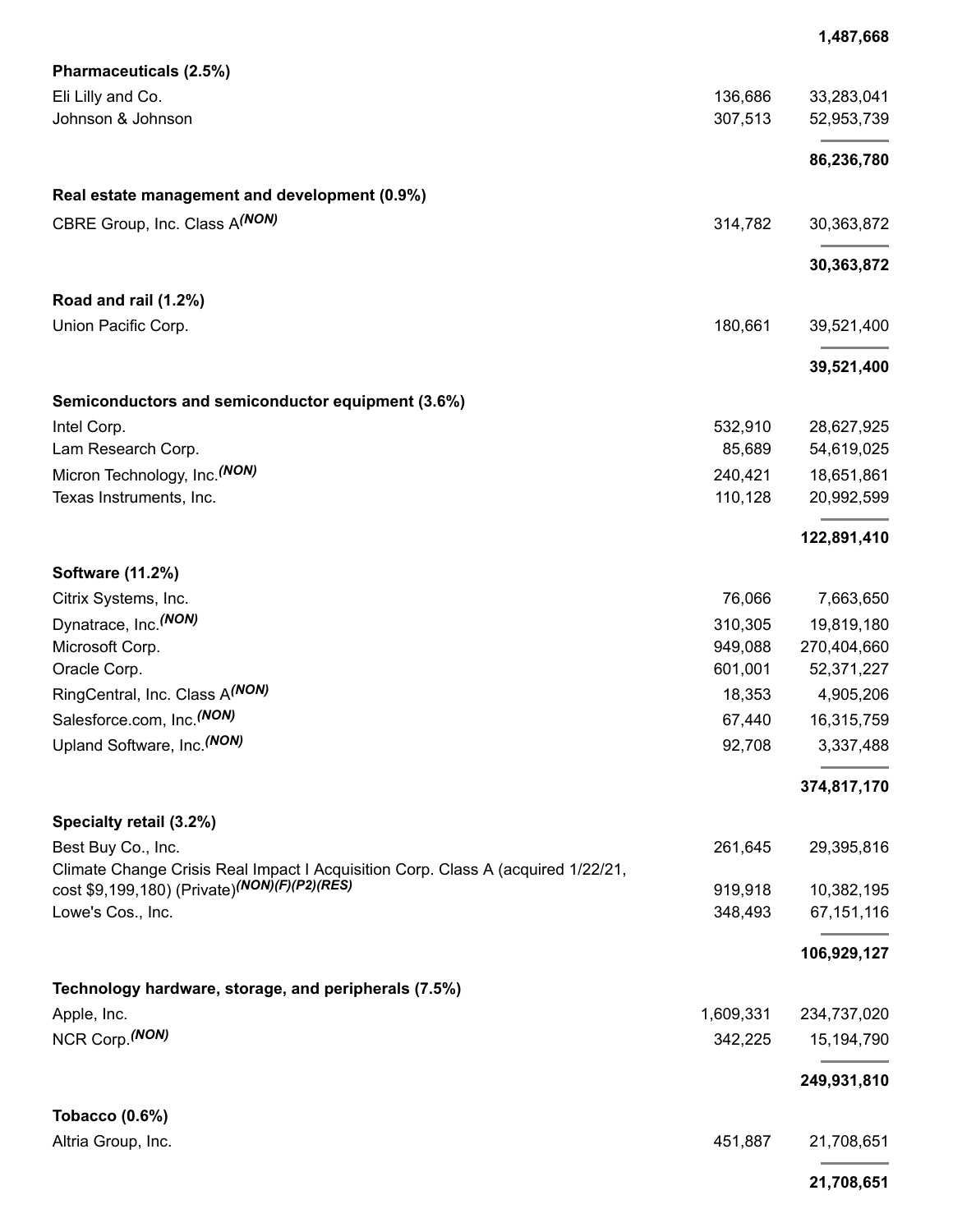| | | |
|---|---|---|
| | | **1,487,668** |
| **Pharmaceuticals (2.5%)** | | |
| Eli Lilly and Co. | 136,686 | 33,283,041 |
| Johnson & Johnson | 307,513 | 52,953,739 |
| | | **86,236,780** |
| **Real estate management and development (0.9%)** | | |
| CBRE Group, Inc. Class A *(NON)* | 314,782 | 30,363,872 |
| | | **30,363,872** |
| **Road and rail (1.2%)** | | |
| Union Pacific Corp. | 180,661 | 39,521,400 |
| | | **39,521,400** |
| **Semiconductors and semiconductor equipment (3.6%)** | | |
| Intel Corp. | 532,910 | 28,627,925 |
| Lam Research Corp. | 85,689 | 54,619,025 |
| Micron Technology, Inc. *(NON)* | 240,421 | 18,651,861 |
| Texas Instruments, Inc. | 110,128 | 20,992,599 |
| | | **122,891,410** |
| **Software (11.2%)** | | |
| Citrix Systems, Inc. | 76,066 | 7,663,650 |
| Dynatrace, Inc. *(NON)* | 310,305 | 19,819,180 |
| Microsoft Corp. | 949,088 | 270,404,660 |
| Oracle Corp. | 601,001 | 52,371,227 |
| RingCentral, Inc. Class A *(NON)* | 18,353 | 4,905,206 |
| Salesforce.com, Inc. *(NON)* | 67,440 | 16,315,759 |
| Upland Software, Inc. *(NON)* | 92,708 | 3,337,488 |
| | | **374,817,170** |
| **Specialty retail (3.2%)** | | |
| Best Buy Co., Inc. | 261,645 | 29,395,816 |
| Climate Change Crisis Real Impact I Acquisition Corp. Class A (acquired 1/22/21, cost $9,199,180) (Private) *(NON)(F)(P2)(RES)* | 919,918 | 10,382,195 |
| Lowe's Cos., Inc. | 348,493 | 67,151,116 |
| | | **106,929,127** |
| **Technology hardware, storage, and peripherals (7.5%)** | | |
| Apple, Inc. | 1,609,331 | 234,737,020 |
| NCR Corp. *(NON)* | 342,225 | 15,194,790 |
| | | **249,931,810** |
| **Tobacco (0.6%)** | | |
| Altria Group, Inc. | 451,887 | 21,708,651 |
| | | **21,708,651** |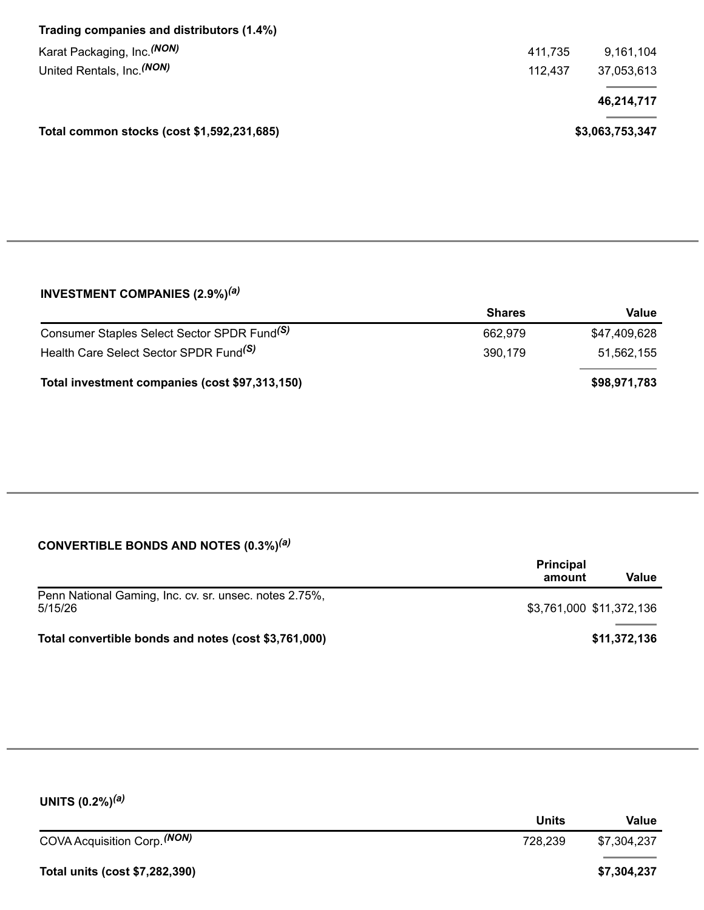| Trading companies and distributors (1.4%) | | |
|---|---|---|
| Karat Packaging, Inc. (NON) | 411,735 | 9,161,104 |
| United Rentals, Inc. (NON) | 112,437 | 37,053,613 |
| | | **46,214,717** |
| **Total common stocks (cost $1,592,231,685)** | | **$3,063,753,347** |

**INVESTMENT COMPANIES (2.9%)** (a)

| | Shares | Value |
|---|---|---|
| Consumer Staples Select Sector SPDR Fund (S) | 662,979 | $47,409,628 |
| Health Care Select Sector SPDR Fund (S) | 390,179 | 51,562,155 |
| **Total investment companies (cost $97,313,150)** | | **$98,971,783** |

**CONVERTIBLE BONDS AND NOTES (0.3%)** (a)

| | Principal amount | Value |
|---|---|---|
| Penn National Gaming, Inc. cv. sr. unsec. notes 2.75%, 5/15/26 | $3,761,000 | $11,372,136 |
| **Total convertible bonds and notes (cost $3,761,000)** | | **$11,372,136** |

**UNITS (0.2%)** (a)

| | Units | Value |
|---|---|---|
| COVA Acquisition Corp. (NON) | 728,239 | $7,304,237 |
| **Total units (cost $7,282,390)** | | **$7,304,237** |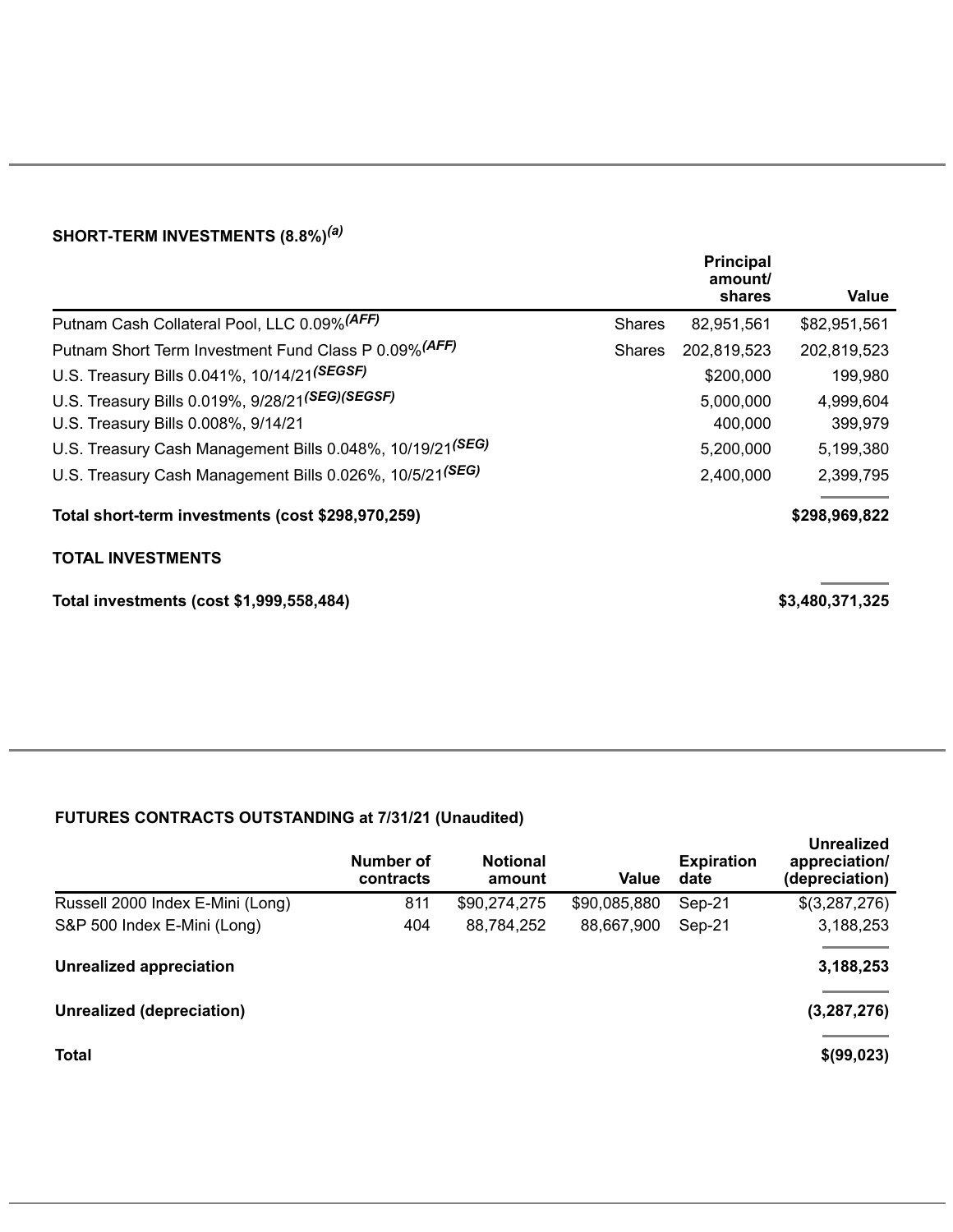### SHORT-TERM INVESTMENTS (8.8%)[(a)]

| | | Principal amount/ shares | Value |
|---|---|---|---|
| Putnam Cash Collateral Pool, LLC 0.09% *(AFF)* | Shares | 82,951,561 | $82,951,561 |
| Putnam Short Term Investment Fund Class P 0.09% *(AFF)* | Shares | 202,819,523 | 202,819,523 |
| U.S. Treasury Bills 0.041%, 10/14/21 *(SEGSF)* | | $200,000 | 199,980 |
| U.S. Treasury Bills 0.019%, 9/28/21 *(SEG)(SEGSF)* | | 5,000,000 | 4,999,604 |
| U.S. Treasury Bills 0.008%, 9/14/21 | | 400,000 | 399,979 |
| U.S. Treasury Cash Management Bills 0.048%, 10/19/21 *(SEG)* | | 5,200,000 | 5,199,380 |
| U.S. Treasury Cash Management Bills 0.026%, 10/5/21 *(SEG)* | | 2,400,000 | 2,399,795 |
| **Total short-term investments (cost $298,970,259)** | | | **$298,969,822** |

### TOTAL INVESTMENTS

| | |
|---|---|
| **Total investments (cost $1,999,558,484)** | **$3,480,371,325** |

### FUTURES CONTRACTS OUTSTANDING at 7/31/21 (Unaudited)

| | Number of contracts | Notional amount | Value | Expiration date | Unrealized appreciation/ (depreciation) |
|---|---|---|---|---|---|
| Russell 2000 Index E-Mini (Long) | 811 | $90,274,275 | $90,085,880 | Sep-21 | $(3,287,276) |
| S&P 500 Index E-Mini (Long) | 404 | 88,784,252 | 88,667,900 | Sep-21 | 3,188,253 |
| **Unrealized appreciation** | | | | | **3,188,253** |
| **Unrealized (depreciation)** | | | | | **(3,287,276)** |
| **Total** | | | | | **$(99,023)** |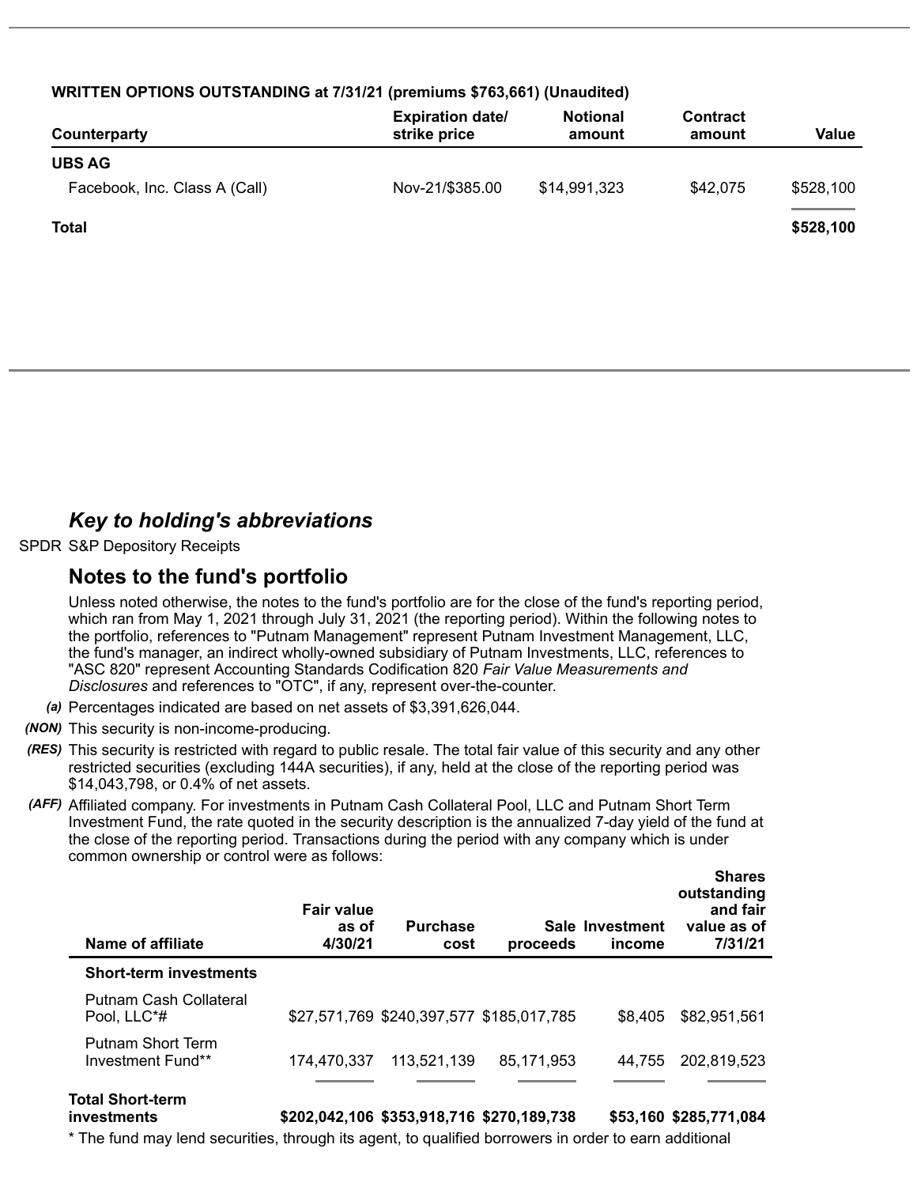**WRITTEN OPTIONS OUTSTANDING at 7/31/21 (premiums $763,661) (Unaudited)**

| Counterparty | Expiration date/ strike price | Notional amount | Contract amount | Value |
|---|---|---|---|---|
| **UBS AG** | | | | |
| Facebook, Inc. Class A (Call) | Nov-21/$385.00 | $14,991,323 | $42,075 | $528,100 |
| **Total** | | | | **$528,100** |

### *Key to holding's abbreviations*

SPDR S&P Depository Receipts

### Notes to the fund's portfolio

Unless noted otherwise, the notes to the fund's portfolio are for the close of the fund's reporting period, which ran from May 1, 2021 through July 31, 2021 (the reporting period). Within the following notes to the portfolio, references to "Putnam Management" represent Putnam Investment Management, LLC, the fund's manager, an indirect wholly-owned subsidiary of Putnam Investments, LLC, references to "ASC 820" represent Accounting Standards Codification 820 *Fair Value Measurements and Disclosures* and references to "OTC", if any, represent over-the-counter.

*(a)* Percentages indicated are based on net assets of $3,391,626,044.

*(NON)* This security is non-income-producing.

*(RES)* This security is restricted with regard to public resale. The total fair value of this security and any other restricted securities (excluding 144A securities), if any, held at the close of the reporting period was $14,043,798, or 0.4% of net assets.

*(AFF)* Affiliated company. For investments in Putnam Cash Collateral Pool, LLC and Putnam Short Term Investment Fund, the rate quoted in the security description is the annualized 7-day yield of the fund at the close of the reporting period. Transactions during the period with any company which is under common ownership or control were as follows:

| Name of affiliate | Fair value as of 4/30/21 | Purchase cost | Sale proceeds | Investment income | Shares outstanding and fair value as of 7/31/21 |
|---|---|---|---|---|---|
| **Short-term investments** | | | | | |
| Putnam Cash Collateral Pool, LLC*# | $27,571,769 | $240,397,577 | $185,017,785 | $8,405 | $82,951,561 |
| Putnam Short Term Investment Fund** | 174,470,337 | 113,521,139 | 85,171,953 | 44,755 | 202,819,523 |
| **Total Short-term investments** | **$202,042,106** | **$353,918,716** | **$270,189,738** | **$53,160** | **$285,771,084** |

* The fund may lend securities, through its agent, to qualified borrowers in order to earn additional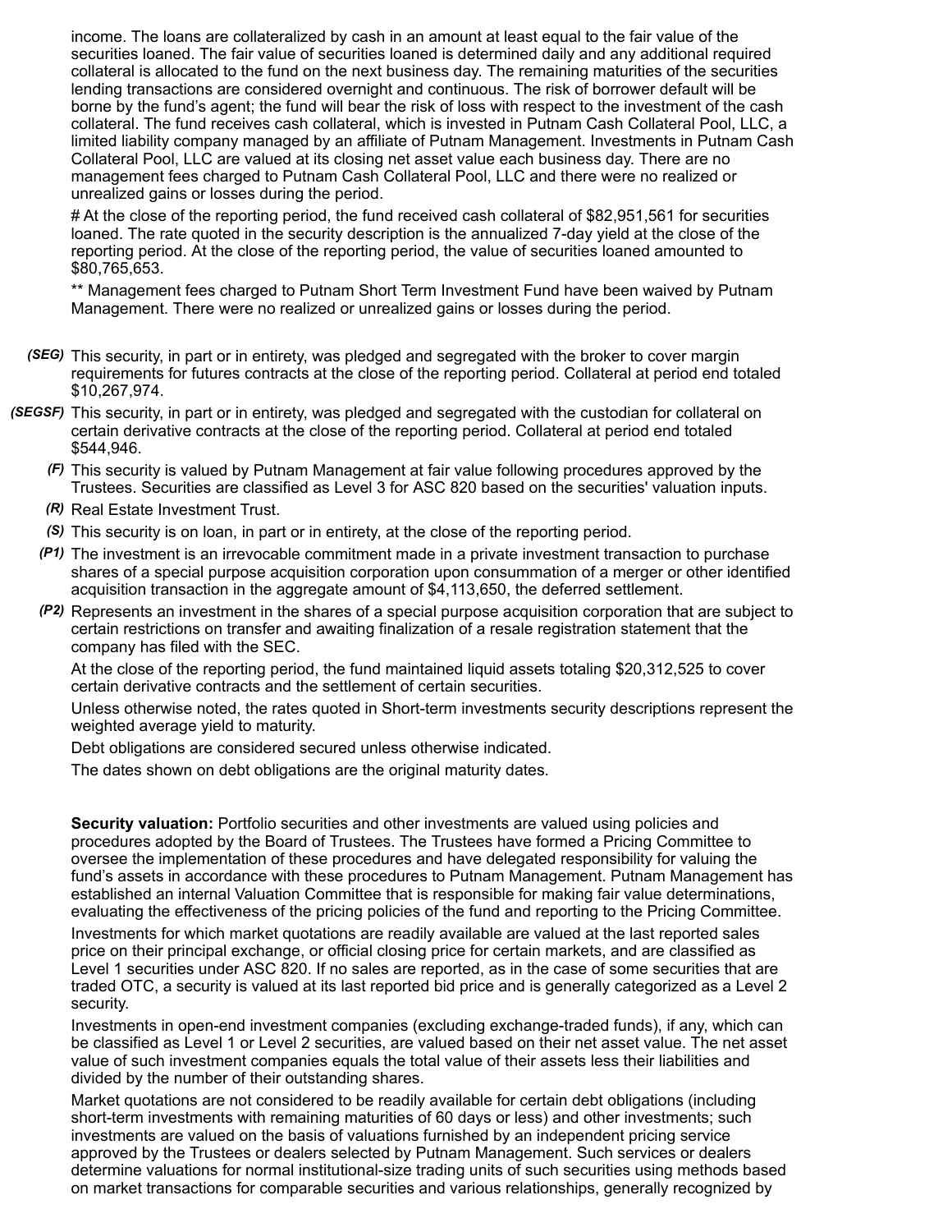income. The loans are collateralized by cash in an amount at least equal to the fair value of the securities loaned. The fair value of securities loaned is determined daily and any additional required collateral is allocated to the fund on the next business day. The remaining maturities of the securities lending transactions are considered overnight and continuous. The risk of borrower default will be borne by the fund's agent; the fund will bear the risk of loss with respect to the investment of the cash collateral. The fund receives cash collateral, which is invested in Putnam Cash Collateral Pool, LLC, a limited liability company managed by an affiliate of Putnam Management. Investments in Putnam Cash Collateral Pool, LLC are valued at its closing net asset value each business day. There are no management fees charged to Putnam Cash Collateral Pool, LLC and there were no realized or unrealized gains or losses during the period.

# At the close of the reporting period, the fund received cash collateral of $82,951,561 for securities loaned. The rate quoted in the security description is the annualized 7-day yield at the close of the reporting period. At the close of the reporting period, the value of securities loaned amounted to $80,765,653.

** Management fees charged to Putnam Short Term Investment Fund have been waived by Putnam Management. There were no realized or unrealized gains or losses during the period.

*(SEG)* This security, in part or in entirety, was pledged and segregated with the broker to cover margin requirements for futures contracts at the close of the reporting period. Collateral at period end totaled $10,267,974.

*(SEGSF)* This security, in part or in entirety, was pledged and segregated with the custodian for collateral on certain derivative contracts at the close of the reporting period. Collateral at period end totaled $544,946.

*(F)* This security is valued by Putnam Management at fair value following procedures approved by the Trustees. Securities are classified as Level 3 for ASC 820 based on the securities' valuation inputs.

*(R)* Real Estate Investment Trust.

*(S)* This security is on loan, in part or in entirety, at the close of the reporting period.

*(P1)* The investment is an irrevocable commitment made in a private investment transaction to purchase shares of a special purpose acquisition corporation upon consummation of a merger or other identified acquisition transaction in the aggregate amount of $4,113,650, the deferred settlement.

*(P2)* Represents an investment in the shares of a special purpose acquisition corporation that are subject to certain restrictions on transfer and awaiting finalization of a resale registration statement that the company has filed with the SEC.

At the close of the reporting period, the fund maintained liquid assets totaling $20,312,525 to cover certain derivative contracts and the settlement of certain securities.

Unless otherwise noted, the rates quoted in Short-term investments security descriptions represent the weighted average yield to maturity.

Debt obligations are considered secured unless otherwise indicated.

The dates shown on debt obligations are the original maturity dates.

**Security valuation:** Portfolio securities and other investments are valued using policies and procedures adopted by the Board of Trustees. The Trustees have formed a Pricing Committee to oversee the implementation of these procedures and have delegated responsibility for valuing the fund's assets in accordance with these procedures to Putnam Management. Putnam Management has established an internal Valuation Committee that is responsible for making fair value determinations, evaluating the effectiveness of the pricing policies of the fund and reporting to the Pricing Committee.

Investments for which market quotations are readily available are valued at the last reported sales price on their principal exchange, or official closing price for certain markets, and are classified as Level 1 securities under ASC 820. If no sales are reported, as in the case of some securities that are traded OTC, a security is valued at its last reported bid price and is generally categorized as a Level 2 security.

Investments in open-end investment companies (excluding exchange-traded funds), if any, which can be classified as Level 1 or Level 2 securities, are valued based on their net asset value. The net asset value of such investment companies equals the total value of their assets less their liabilities and divided by the number of their outstanding shares.

Market quotations are not considered to be readily available for certain debt obligations (including short-term investments with remaining maturities of 60 days or less) and other investments; such investments are valued on the basis of valuations furnished by an independent pricing service approved by the Trustees or dealers selected by Putnam Management. Such services or dealers determine valuations for normal institutional-size trading units of such securities using methods based on market transactions for comparable securities and various relationships, generally recognized by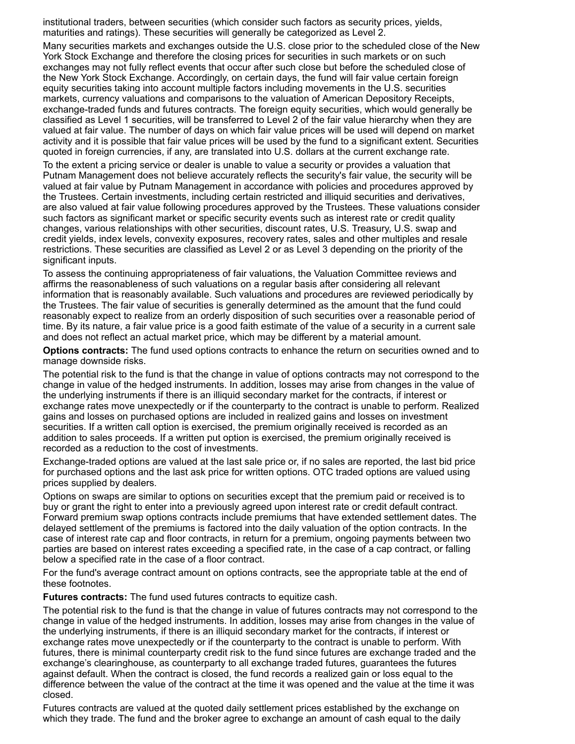institutional traders, between securities (which consider such factors as security prices, yields, maturities and ratings). These securities will generally be categorized as Level 2.

Many securities markets and exchanges outside the U.S. close prior to the scheduled close of the New York Stock Exchange and therefore the closing prices for securities in such markets or on such exchanges may not fully reflect events that occur after such close but before the scheduled close of the New York Stock Exchange. Accordingly, on certain days, the fund will fair value certain foreign equity securities taking into account multiple factors including movements in the U.S. securities markets, currency valuations and comparisons to the valuation of American Depository Receipts, exchange-traded funds and futures contracts. The foreign equity securities, which would generally be classified as Level 1 securities, will be transferred to Level 2 of the fair value hierarchy when they are valued at fair value. The number of days on which fair value prices will be used will depend on market activity and it is possible that fair value prices will be used by the fund to a significant extent. Securities quoted in foreign currencies, if any, are translated into U.S. dollars at the current exchange rate.

To the extent a pricing service or dealer is unable to value a security or provides a valuation that Putnam Management does not believe accurately reflects the security's fair value, the security will be valued at fair value by Putnam Management in accordance with policies and procedures approved by the Trustees. Certain investments, including certain restricted and illiquid securities and derivatives, are also valued at fair value following procedures approved by the Trustees. These valuations consider such factors as significant market or specific security events such as interest rate or credit quality changes, various relationships with other securities, discount rates, U.S. Treasury, U.S. swap and credit yields, index levels, convexity exposures, recovery rates, sales and other multiples and resale restrictions. These securities are classified as Level 2 or as Level 3 depending on the priority of the significant inputs.

To assess the continuing appropriateness of fair valuations, the Valuation Committee reviews and affirms the reasonableness of such valuations on a regular basis after considering all relevant information that is reasonably available. Such valuations and procedures are reviewed periodically by the Trustees. The fair value of securities is generally determined as the amount that the fund could reasonably expect to realize from an orderly disposition of such securities over a reasonable period of time. By its nature, a fair value price is a good faith estimate of the value of a security in a current sale and does not reflect an actual market price, which may be different by a material amount.

**Options contracts:** The fund used options contracts to enhance the return on securities owned and to manage downside risks.

The potential risk to the fund is that the change in value of options contracts may not correspond to the change in value of the hedged instruments. In addition, losses may arise from changes in the value of the underlying instruments if there is an illiquid secondary market for the contracts, if interest or exchange rates move unexpectedly or if the counterparty to the contract is unable to perform. Realized gains and losses on purchased options are included in realized gains and losses on investment securities. If a written call option is exercised, the premium originally received is recorded as an addition to sales proceeds. If a written put option is exercised, the premium originally received is recorded as a reduction to the cost of investments.

Exchange-traded options are valued at the last sale price or, if no sales are reported, the last bid price for purchased options and the last ask price for written options. OTC traded options are valued using prices supplied by dealers.

Options on swaps are similar to options on securities except that the premium paid or received is to buy or grant the right to enter into a previously agreed upon interest rate or credit default contract. Forward premium swap options contracts include premiums that have extended settlement dates. The delayed settlement of the premiums is factored into the daily valuation of the option contracts. In the case of interest rate cap and floor contracts, in return for a premium, ongoing payments between two parties are based on interest rates exceeding a specified rate, in the case of a cap contract, or falling below a specified rate in the case of a floor contract.

For the fund's average contract amount on options contracts, see the appropriate table at the end of these footnotes.

**Futures contracts:** The fund used futures contracts to equitize cash.

The potential risk to the fund is that the change in value of futures contracts may not correspond to the change in value of the hedged instruments. In addition, losses may arise from changes in the value of the underlying instruments, if there is an illiquid secondary market for the contracts, if interest or exchange rates move unexpectedly or if the counterparty to the contract is unable to perform. With futures, there is minimal counterparty credit risk to the fund since futures are exchange traded and the exchange's clearinghouse, as counterparty to all exchange traded futures, guarantees the futures against default. When the contract is closed, the fund records a realized gain or loss equal to the difference between the value of the contract at the time it was opened and the value at the time it was closed.

Futures contracts are valued at the quoted daily settlement prices established by the exchange on which they trade. The fund and the broker agree to exchange an amount of cash equal to the daily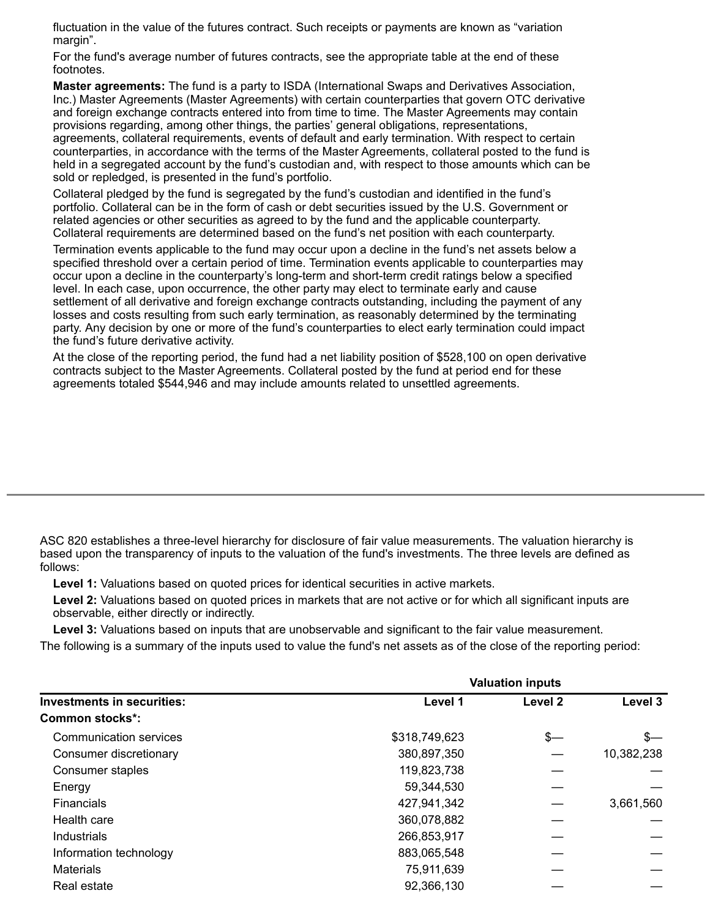fluctuation in the value of the futures contract. Such receipts or payments are known as "variation margin".

For the fund's average number of futures contracts, see the appropriate table at the end of these footnotes.

**Master agreements:** The fund is a party to ISDA (International Swaps and Derivatives Association, Inc.) Master Agreements (Master Agreements) with certain counterparties that govern OTC derivative and foreign exchange contracts entered into from time to time. The Master Agreements may contain provisions regarding, among other things, the parties' general obligations, representations, agreements, collateral requirements, events of default and early termination. With respect to certain counterparties, in accordance with the terms of the Master Agreements, collateral posted to the fund is held in a segregated account by the fund's custodian and, with respect to those amounts which can be sold or repledged, is presented in the fund's portfolio.

Collateral pledged by the fund is segregated by the fund's custodian and identified in the fund's portfolio. Collateral can be in the form of cash or debt securities issued by the U.S. Government or related agencies or other securities as agreed to by the fund and the applicable counterparty. Collateral requirements are determined based on the fund's net position with each counterparty.

Termination events applicable to the fund may occur upon a decline in the fund's net assets below a specified threshold over a certain period of time. Termination events applicable to counterparties may occur upon a decline in the counterparty's long-term and short-term credit ratings below a specified level. In each case, upon occurrence, the other party may elect to terminate early and cause settlement of all derivative and foreign exchange contracts outstanding, including the payment of any losses and costs resulting from such early termination, as reasonably determined by the terminating party. Any decision by one or more of the fund's counterparties to elect early termination could impact the fund's future derivative activity.

At the close of the reporting period, the fund had a net liability position of $528,100 on open derivative contracts subject to the Master Agreements. Collateral posted by the fund at period end for these agreements totaled $544,946 and may include amounts related to unsettled agreements.

---

ASC 820 establishes a three-level hierarchy for disclosure of fair value measurements. The valuation hierarchy is based upon the transparency of inputs to the valuation of the fund's investments. The three levels are defined as follows:

**Level 1:** Valuations based on quoted prices for identical securities in active markets.

**Level 2:** Valuations based on quoted prices in markets that are not active or for which all significant inputs are observable, either directly or indirectly.

**Level 3:** Valuations based on inputs that are unobservable and significant to the fair value measurement.

The following is a summary of the inputs used to value the fund's net assets as of the close of the reporting period:

| | Valuation inputs | | |
|---|---|---|---|
| **Investments in securities:** | **Level 1** | **Level 2** | **Level 3** |
| **Common stocks*:** | | | |
| Communication services | $318,749,623 | $— | $— |
| Consumer discretionary | 380,897,350 | — | 10,382,238 |
| Consumer staples | 119,823,738 | — | — |
| Energy | 59,344,530 | — | — |
| Financials | 427,941,342 | — | 3,661,560 |
| Health care | 360,078,882 | — | — |
| Industrials | 266,853,917 | — | — |
| Information technology | 883,065,548 | — | — |
| Materials | 75,911,639 | — | — |
| Real estate | 92,366,130 | — | — |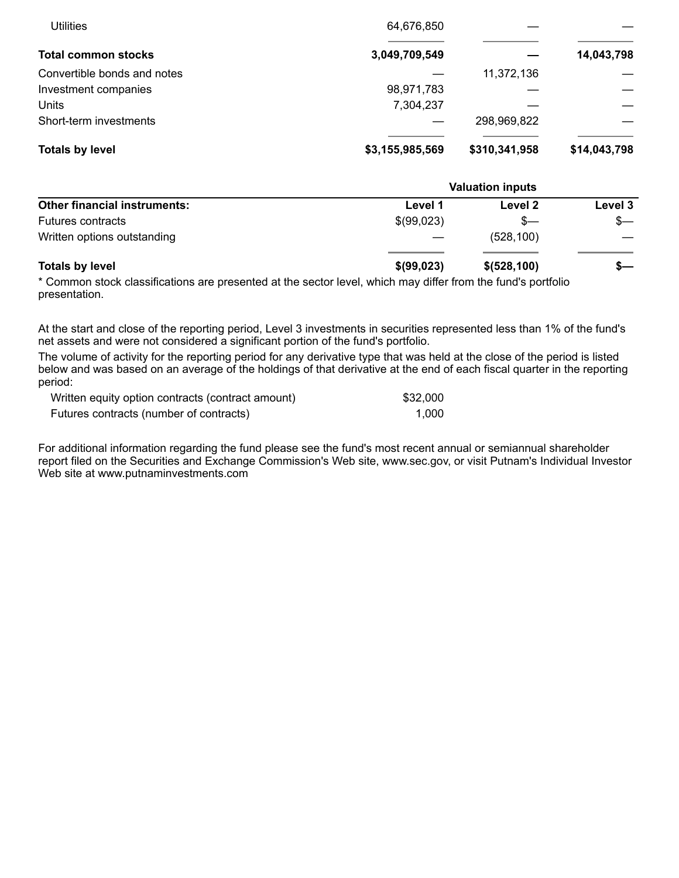| | | | |
|---|---|---|---|
| Utilities | 64,676,850 | — | — |
| **Total common stocks** | **3,049,709,549** | **—** | **14,043,798** |
| Convertible bonds and notes | — | 11,372,136 | — |
| Investment companies | 98,971,783 | — | — |
| Units | 7,304,237 | — | — |
| Short-term investments | — | 298,969,822 | — |
| **Totals by level** | **$3,155,985,569** | **$310,341,958** | **$14,043,798** |

| | Valuation inputs | | |
|---|---|---|---|
| **Other financial instruments:** | **Level 1** | **Level 2** | **Level 3** |
| Futures contracts | $(99,023) | $— | $— |
| Written options outstanding | — | (528,100) | — |
| **Totals by level** | **$(99,023)** | **$(528,100)** | **$—** |

* Common stock classifications are presented at the sector level, which may differ from the fund's portfolio presentation.

At the start and close of the reporting period, Level 3 investments in securities represented less than 1% of the fund's net assets and were not considered a significant portion of the fund's portfolio.

The volume of activity for the reporting period for any derivative type that was held at the close of the period is listed below and was based on an average of the holdings of that derivative at the end of each fiscal quarter in the reporting period:

| | |
|---|---|
| Written equity option contracts (contract amount) | $32,000 |
| Futures contracts (number of contracts) | 1,000 |

For additional information regarding the fund please see the fund's most recent annual or semiannual shareholder report filed on the Securities and Exchange Commission's Web site, www.sec.gov, or visit Putnam's Individual Investor Web site at www.putnaminvestments.com